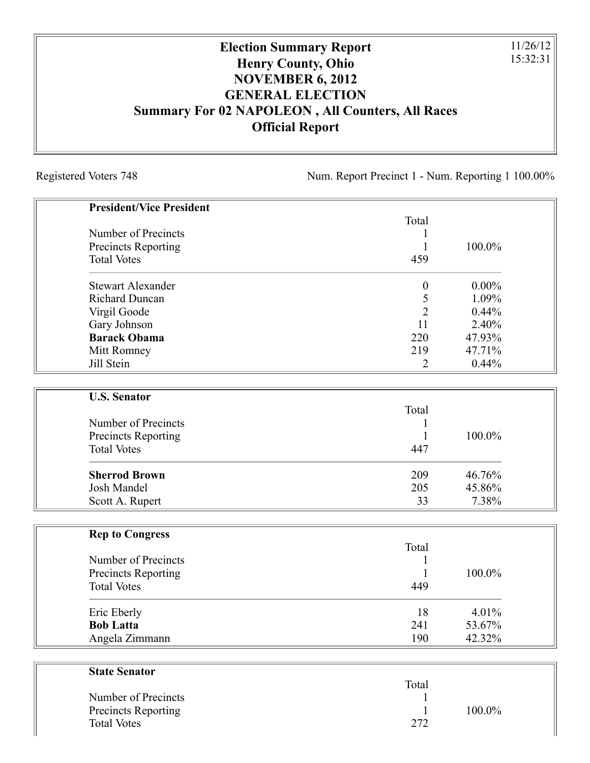# Election Summary Report
## Henry County, Ohio
## NOVEMBER 6, 2012
## GENERAL ELECTION
## Summary For 02 NAPOLEON , All Counters, All Races
## Official Report

11/26/12
15:32:31

Registered Voters 748

Num. Report Precinct 1 - Num. Reporting 1 100.00%

| **President/Vice President** | Total | |
|---|---|---|
| Number of Precincts | 1 | |
| Precincts Reporting | 1 | 100.0% |
| Total Votes | 459 | |
| Stewart Alexander | 0 | 0.00% |
| Richard Duncan | 5 | 1.09% |
| Virgil Goode | 2 | 0.44% |
| Gary Johnson | 11 | 2.40% |
| **Barack Obama** | 220 | 47.93% |
| Mitt Romney | 219 | 47.71% |
| Jill Stein | 2 | 0.44% |

| **U.S. Senator** | Total | |
|---|---|---|
| Number of Precincts | 1 | |
| Precincts Reporting | 1 | 100.0% |
| Total Votes | 447 | |
| **Sherrod Brown** | 209 | 46.76% |
| Josh Mandel | 205 | 45.86% |
| Scott A. Rupert | 33 | 7.38% |

| **Rep to Congress** | Total | |
|---|---|---|
| Number of Precincts | 1 | |
| Precincts Reporting | 1 | 100.0% |
| Total Votes | 449 | |
| Eric Eberly | 18 | 4.01% |
| **Bob Latta** | 241 | 53.67% |
| Angela Zimmann | 190 | 42.32% |

| **State Senator** | Total | |
|---|---|---|
| Number of Precincts | 1 | |
| Precincts Reporting | 1 | 100.0% |
| Total Votes | 272 | |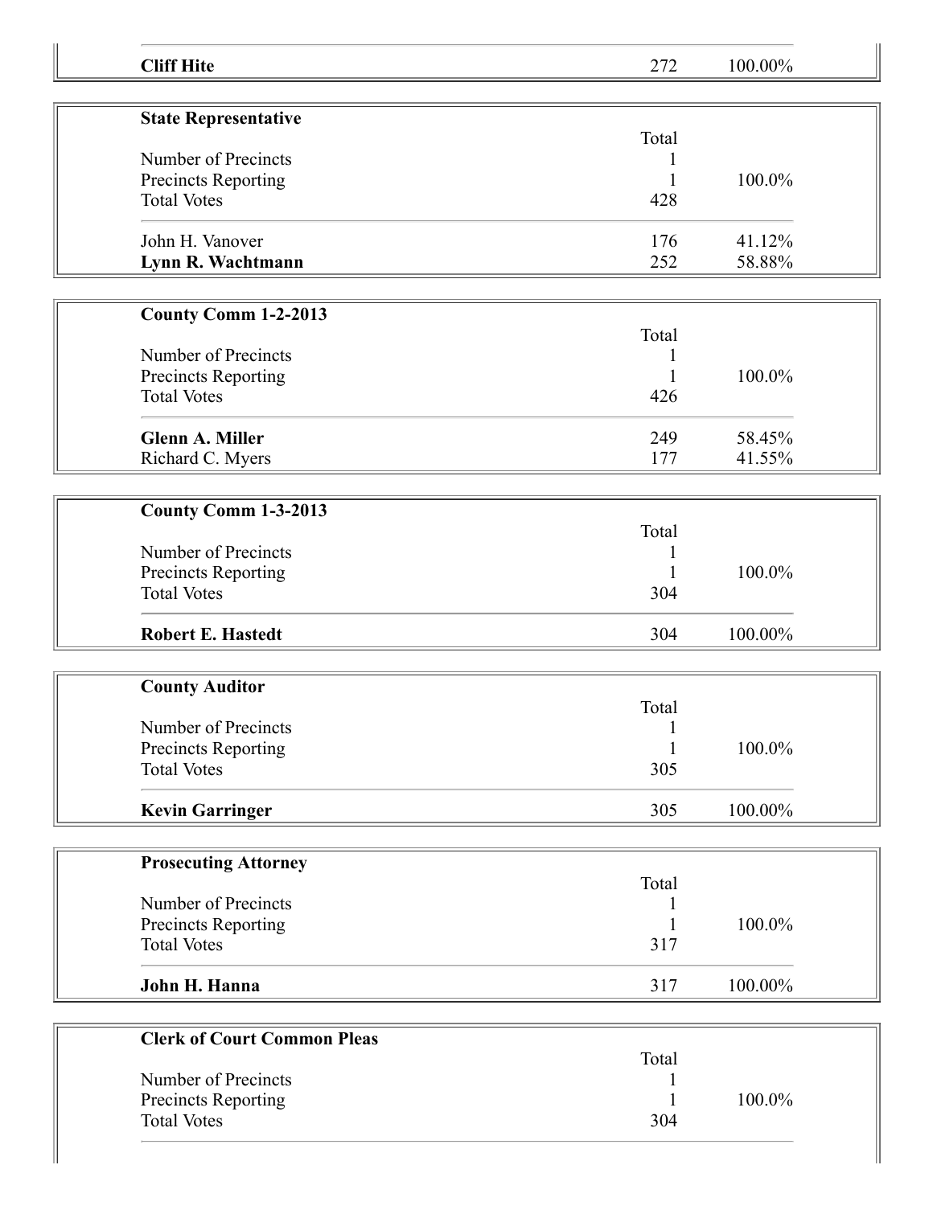| | | |
|---|---|---|
| **Cliff Hite** | 272 | 100.00% |

| **State Representative** | | |
|---|---|---|
| | Total | |
| Number of Precincts | 1 | |
| Precincts Reporting | 1 | 100.0% |
| Total Votes | 428 | |
| John H. Vanover | 176 | 41.12% |
| **Lynn R. Wachtmann** | 252 | 58.88% |

| **County Comm 1-2-2013** | | |
|---|---|---|
| | Total | |
| Number of Precincts | 1 | |
| Precincts Reporting | 1 | 100.0% |
| Total Votes | 426 | |
| **Glenn A. Miller** | 249 | 58.45% |
| Richard C. Myers | 177 | 41.55% |

| **County Comm 1-3-2013** | | |
|---|---|---|
| | Total | |
| Number of Precincts | 1 | |
| Precincts Reporting | 1 | 100.0% |
| Total Votes | 304 | |
| **Robert E. Hastedt** | 304 | 100.00% |

| **County Auditor** | | |
|---|---|---|
| | Total | |
| Number of Precincts | 1 | |
| Precincts Reporting | 1 | 100.0% |
| Total Votes | 305 | |
| **Kevin Garringer** | 305 | 100.00% |

| **Prosecuting Attorney** | | |
|---|---|---|
| | Total | |
| Number of Precincts | 1 | |
| Precincts Reporting | 1 | 100.0% |
| Total Votes | 317 | |
| **John H. Hanna** | 317 | 100.00% |

| **Clerk of Court Common Pleas** | | |
|---|---|---|
| | Total | |
| Number of Precincts | 1 | |
| Precincts Reporting | 1 | 100.0% |
| Total Votes | 304 | |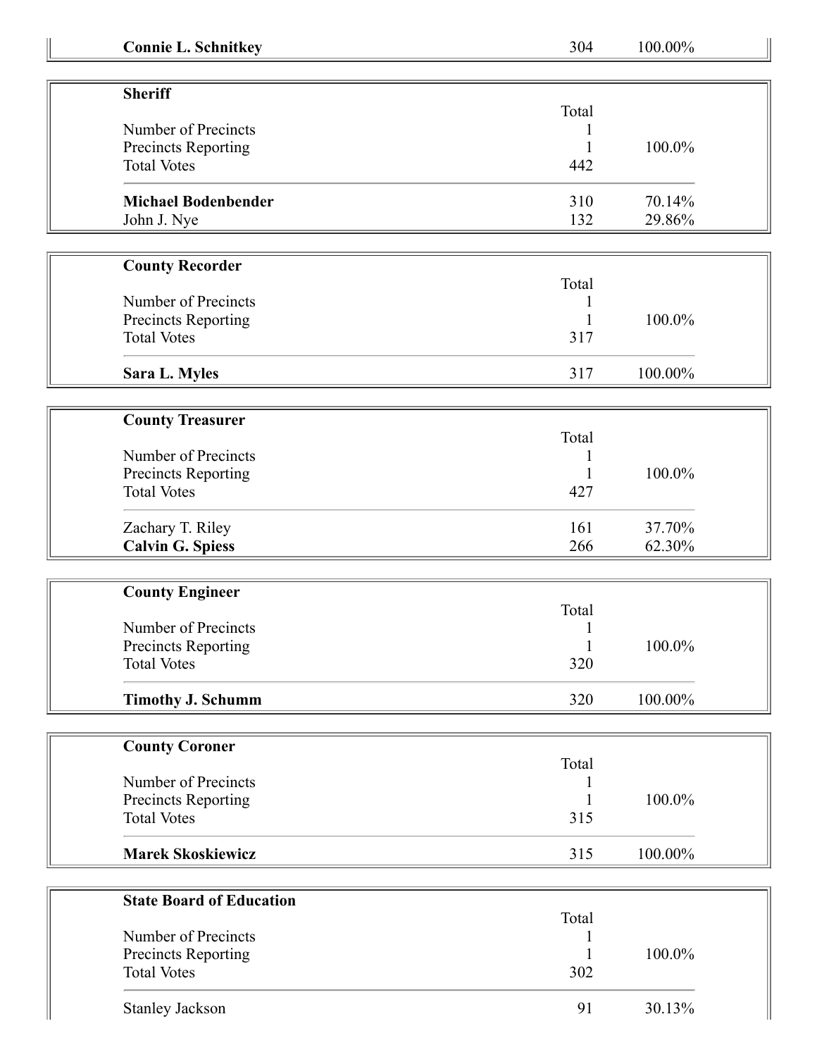| **Connie L. Schnitkey** | 304 | 100.00% |
|---|---|---|

| **Sheriff** | | |
|---|---|---|
| | Total | |
| Number of Precincts | 1 | |
| Precincts Reporting | 1 | 100.0% |
| Total Votes | 442 | |
| **Michael Bodenbender** | 310 | 70.14% |
| John J. Nye | 132 | 29.86% |

| **County Recorder** | | |
|---|---|---|
| | Total | |
| Number of Precincts | 1 | |
| Precincts Reporting | 1 | 100.0% |
| Total Votes | 317 | |
| **Sara L. Myles** | 317 | 100.00% |

| **County Treasurer** | | |
|---|---|---|
| | Total | |
| Number of Precincts | 1 | |
| Precincts Reporting | 1 | 100.0% |
| Total Votes | 427 | |
| Zachary T. Riley | 161 | 37.70% |
| **Calvin G. Spiess** | 266 | 62.30% |

| **County Engineer** | | |
|---|---|---|
| | Total | |
| Number of Precincts | 1 | |
| Precincts Reporting | 1 | 100.0% |
| Total Votes | 320 | |
| **Timothy J. Schumm** | 320 | 100.00% |

| **County Coroner** | | |
|---|---|---|
| | Total | |
| Number of Precincts | 1 | |
| Precincts Reporting | 1 | 100.0% |
| Total Votes | 315 | |
| **Marek Skoskiewicz** | 315 | 100.00% |

| **State Board of Education** | | |
|---|---|---|
| | Total | |
| Number of Precincts | 1 | |
| Precincts Reporting | 1 | 100.0% |
| Total Votes | 302 | |
| Stanley Jackson | 91 | 30.13% |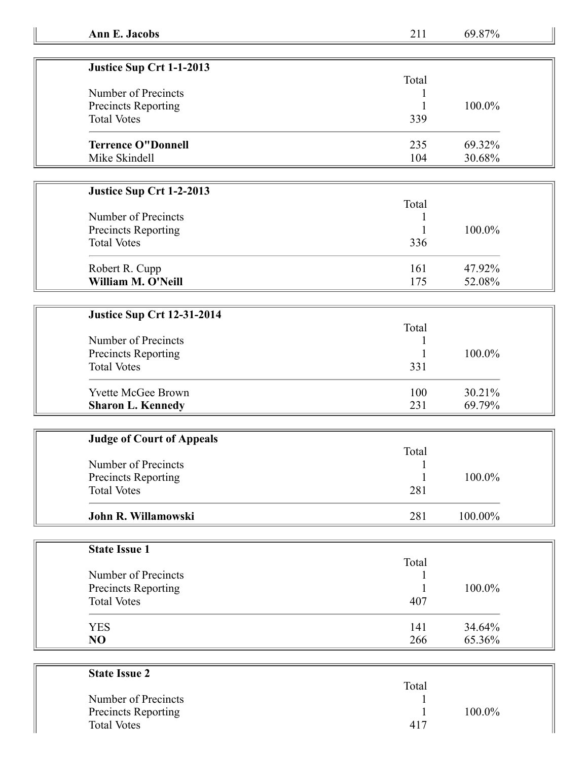| **Ann E. Jacobs** | 211 | 69.87% |
|---|---|---|

| **Justice Sup Crt 1-1-2013** | | |
|---|---|---|
| | Total | |
| Number of Precincts | 1 | |
| Precincts Reporting | 1 | 100.0% |
| Total Votes | 339 | |
| **Terrence O"Donnell** | 235 | 69.32% |
| Mike Skindell | 104 | 30.68% |

| **Justice Sup Crt 1-2-2013** | | |
|---|---|---|
| | Total | |
| Number of Precincts | 1 | |
| Precincts Reporting | 1 | 100.0% |
| Total Votes | 336 | |
| Robert R. Cupp | 161 | 47.92% |
| **William M. O'Neill** | 175 | 52.08% |

| **Justice Sup Crt 12-31-2014** | | |
|---|---|---|
| | Total | |
| Number of Precincts | 1 | |
| Precincts Reporting | 1 | 100.0% |
| Total Votes | 331 | |
| Yvette McGee Brown | 100 | 30.21% |
| **Sharon L. Kennedy** | 231 | 69.79% |

| **Judge of Court of Appeals** | | |
|---|---|---|
| | Total | |
| Number of Precincts | 1 | |
| Precincts Reporting | 1 | 100.0% |
| Total Votes | 281 | |
| **John R. Willamowski** | 281 | 100.00% |

| **State Issue 1** | | |
|---|---|---|
| | Total | |
| Number of Precincts | 1 | |
| Precincts Reporting | 1 | 100.0% |
| Total Votes | 407 | |
| YES | 141 | 34.64% |
| **NO** | 266 | 65.36% |

| **State Issue 2** | | |
|---|---|---|
| | Total | |
| Number of Precincts | 1 | |
| Precincts Reporting | 1 | 100.0% |
| Total Votes | 417 | |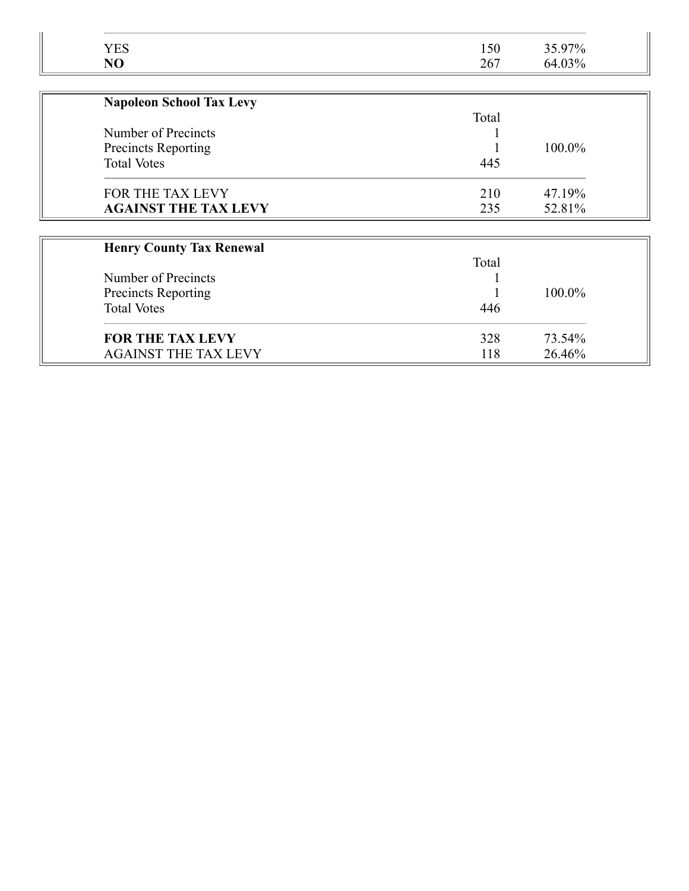| | | |
|---|---|---|
| YES | 150 | 35.97% |
| **NO** | 267 | 64.03% |

**Napoleon School Tax Levy**

| | Total | |
|---|---|---|
| Number of Precincts | 1 | |
| Precincts Reporting | 1 | 100.0% |
| Total Votes | 445 | |
| FOR THE TAX LEVY | 210 | 47.19% |
| **AGAINST THE TAX LEVY** | 235 | 52.81% |

**Henry County Tax Renewal**

| | Total | |
|---|---|---|
| Number of Precincts | 1 | |
| Precincts Reporting | 1 | 100.0% |
| Total Votes | 446 | |
| **FOR THE TAX LEVY** | 328 | 73.54% |
| AGAINST THE TAX LEVY | 118 | 26.46% |